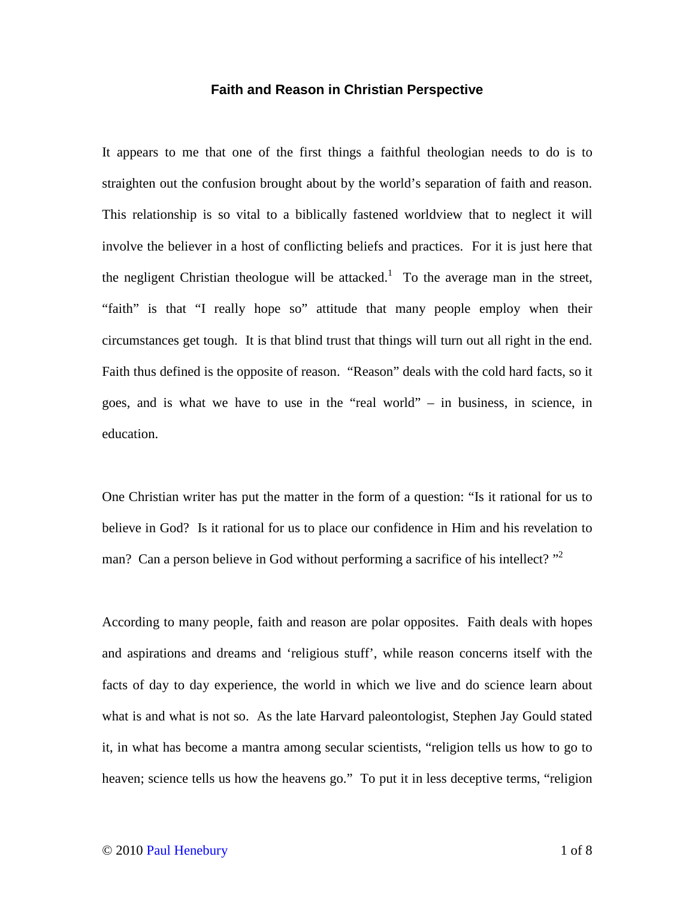**Faith and Reason in Christian Perspective**

It appears to me that one of the first things a faithful theologian needs to do is to straighten out the confusion brought about by the world's separation of faith and reason. This relationship is so vital to a biblically fastened worldview that to neglect it will involve the believer in a host of conflicting beliefs and practices. For it is just here that the negligent Christian theologue will be attacked.[1] To the average man in the street, "faith" is that "I really hope so" attitude that many people employ when their circumstances get tough. It is that blind trust that things will turn out all right in the end. Faith thus defined is the opposite of reason. "Reason" deals with the cold hard facts, so it goes, and is what we have to use in the "real world" – in business, in science, in education.

One Christian writer has put the matter in the form of a question: "Is it rational for us to believe in God? Is it rational for us to place our confidence in Him and his revelation to man? Can a person believe in God without performing a sacrifice of his intellect? "[2]

According to many people, faith and reason are polar opposites. Faith deals with hopes and aspirations and dreams and 'religious stuff', while reason concerns itself with the facts of day to day experience, the world in which we live and do science learn about what is and what is not so. As the late Harvard paleontologist, Stephen Jay Gould stated it, in what has become a mantra among secular scientists, "religion tells us how to go to heaven; science tells us how the heavens go." To put it in less deceptive terms, "religion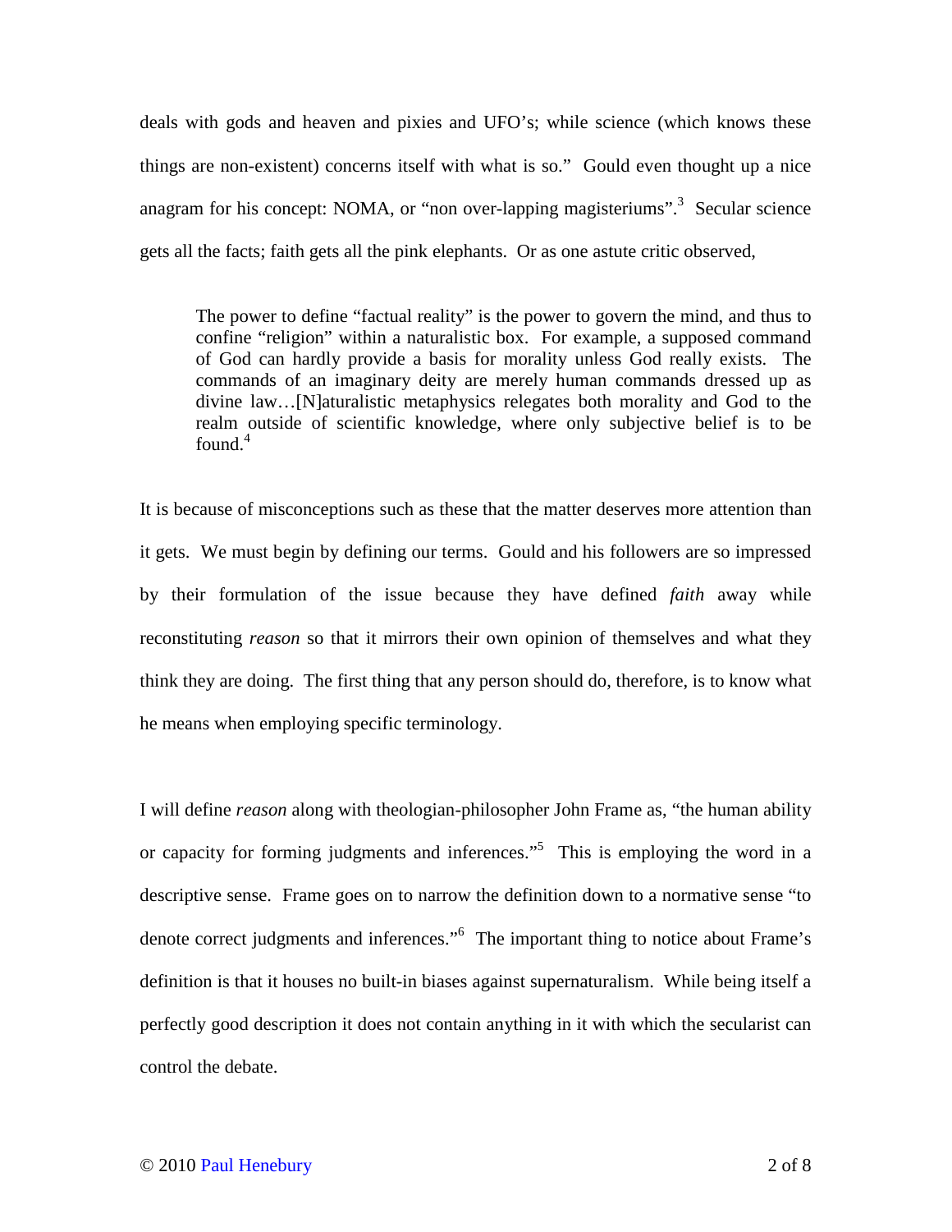deals with gods and heaven and pixies and UFO's; while science (which knows these things are non-existent) concerns itself with what is so." Gould even thought up a nice anagram for his concept: NOMA, or "non over-lapping magisteriums".[3] Secular science gets all the facts; faith gets all the pink elephants. Or as one astute critic observed,

> The power to define "factual reality" is the power to govern the mind, and thus to confine "religion" within a naturalistic box. For example, a supposed command of God can hardly provide a basis for morality unless God really exists. The commands of an imaginary deity are merely human commands dressed up as divine law…[N]aturalistic metaphysics relegates both morality and God to the realm outside of scientific knowledge, where only subjective belief is to be found.[4]

It is because of misconceptions such as these that the matter deserves more attention than it gets. We must begin by defining our terms. Gould and his followers are so impressed by their formulation of the issue because they have defined *faith* away while reconstituting *reason* so that it mirrors their own opinion of themselves and what they think they are doing. The first thing that any person should do, therefore, is to know what he means when employing specific terminology.

I will define *reason* along with theologian-philosopher John Frame as, "the human ability or capacity for forming judgments and inferences."[5] This is employing the word in a descriptive sense. Frame goes on to narrow the definition down to a normative sense "to denote correct judgments and inferences."[6] The important thing to notice about Frame's definition is that it houses no built-in biases against supernaturalism. While being itself a perfectly good description it does not contain anything in it with which the secularist can control the debate.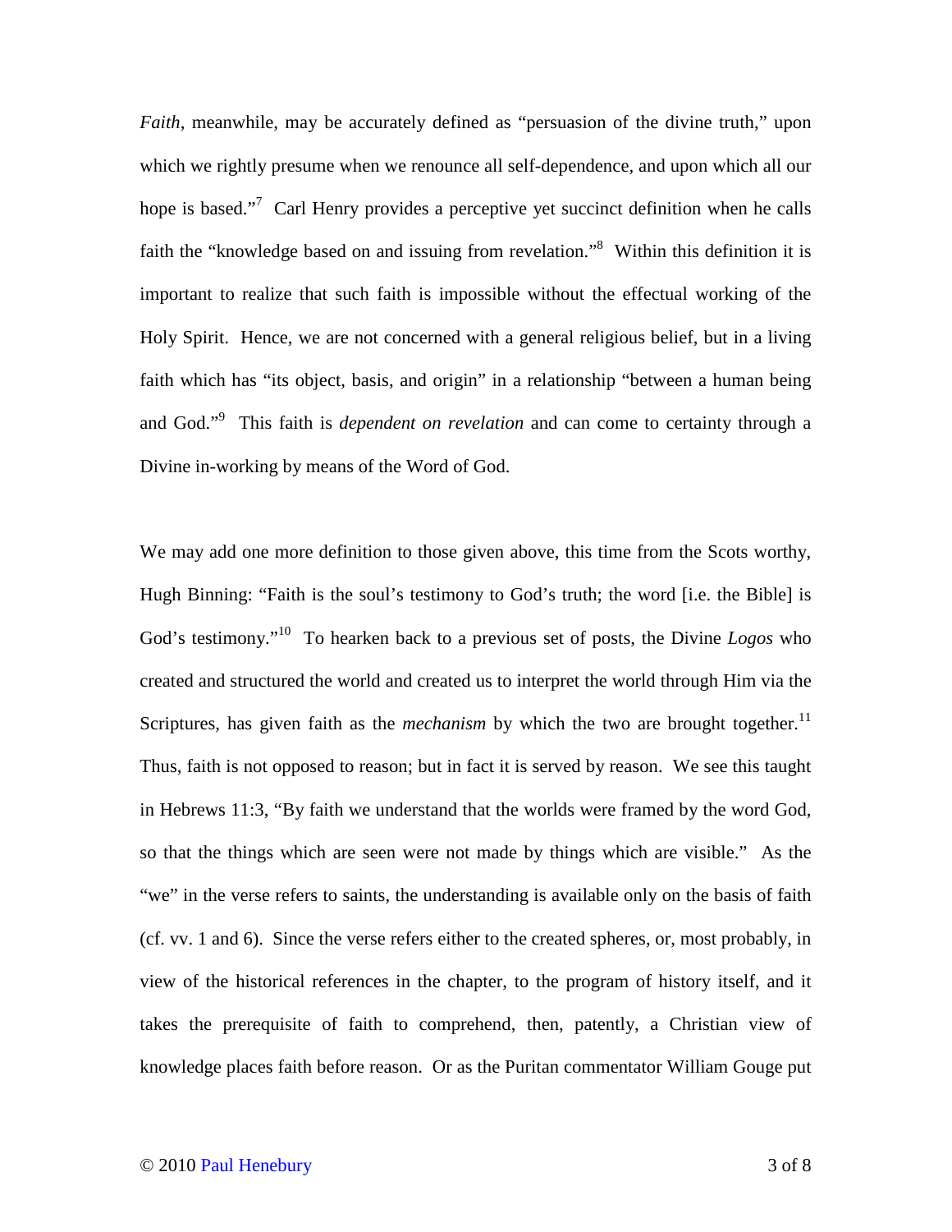*Faith*, meanwhile, may be accurately defined as "persuasion of the divine truth," upon which we rightly presume when we renounce all self-dependence, and upon which all our hope is based."[7] Carl Henry provides a perceptive yet succinct definition when he calls faith the "knowledge based on and issuing from revelation."[8] Within this definition it is important to realize that such faith is impossible without the effectual working of the Holy Spirit. Hence, we are not concerned with a general religious belief, but in a living faith which has "its object, basis, and origin" in a relationship "between a human being and God."[9] This faith is *dependent on revelation* and can come to certainty through a Divine in-working by means of the Word of God.

We may add one more definition to those given above, this time from the Scots worthy, Hugh Binning: "Faith is the soul's testimony to God's truth; the word [i.e. the Bible] is God's testimony."[10] To hearken back to a previous set of posts, the Divine *Logos* who created and structured the world and created us to interpret the world through Him via the Scriptures, has given faith as the *mechanism* by which the two are brought together.[11] Thus, faith is not opposed to reason; but in fact it is served by reason. We see this taught in Hebrews 11:3, "By faith we understand that the worlds were framed by the word God, so that the things which are seen were not made by things which are visible." As the "we" in the verse refers to saints, the understanding is available only on the basis of faith (cf. vv. 1 and 6). Since the verse refers either to the created spheres, or, most probably, in view of the historical references in the chapter, to the program of history itself, and it takes the prerequisite of faith to comprehend, then, patently, a Christian view of knowledge places faith before reason. Or as the Puritan commentator William Gouge put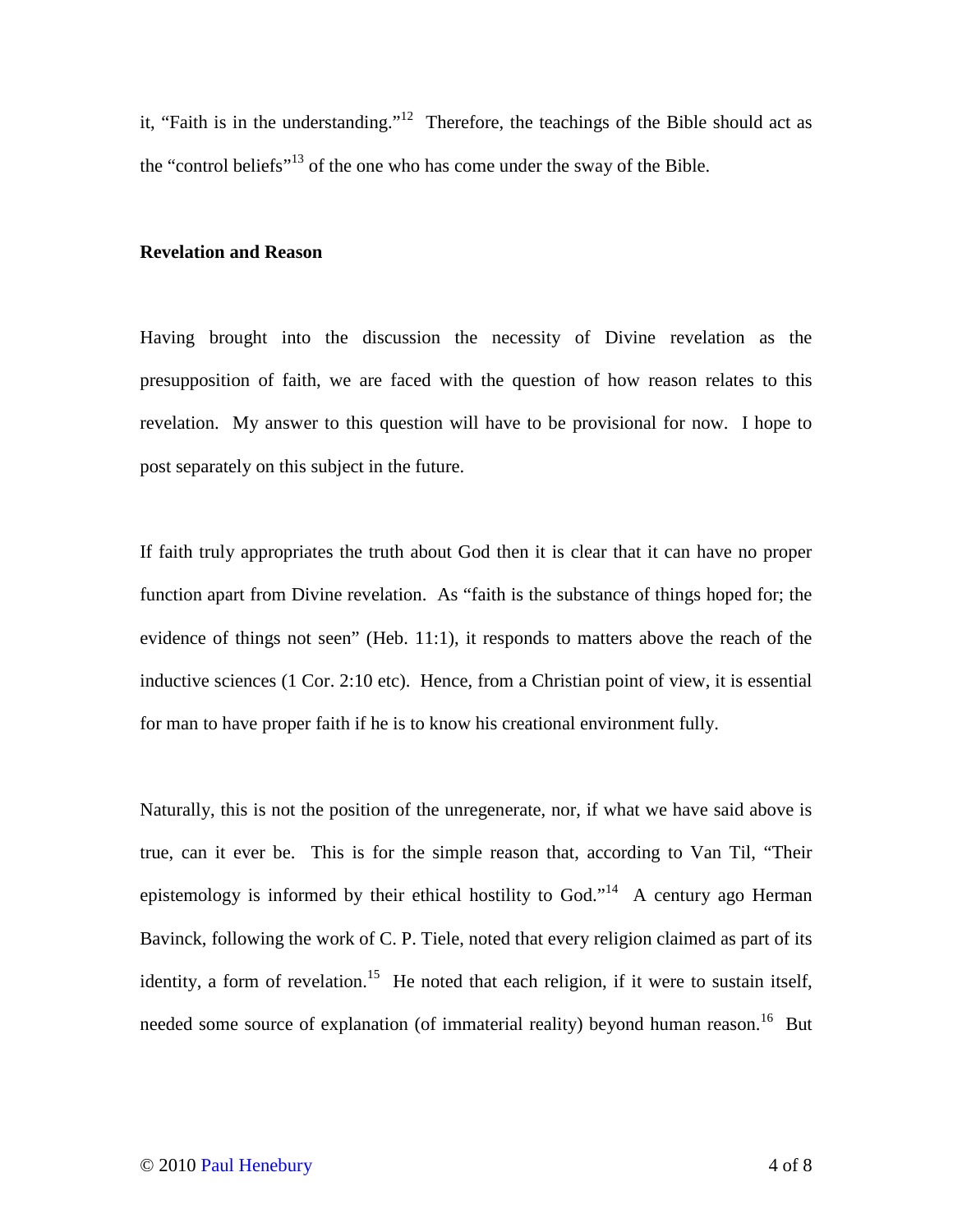it, "Faith is in the understanding."[12] Therefore, the teachings of the Bible should act as the "control beliefs"[13] of the one who has come under the sway of the Bible.

**Revelation and Reason**

Having brought into the discussion the necessity of Divine revelation as the presupposition of faith, we are faced with the question of how reason relates to this revelation. My answer to this question will have to be provisional for now. I hope to post separately on this subject in the future.

If faith truly appropriates the truth about God then it is clear that it can have no proper function apart from Divine revelation. As "faith is the substance of things hoped for; the evidence of things not seen" (Heb. 11:1), it responds to matters above the reach of the inductive sciences (1 Cor. 2:10 etc). Hence, from a Christian point of view, it is essential for man to have proper faith if he is to know his creational environment fully.

Naturally, this is not the position of the unregenerate, nor, if what we have said above is true, can it ever be. This is for the simple reason that, according to Van Til, "Their epistemology is informed by their ethical hostility to God."[14] A century ago Herman Bavinck, following the work of C. P. Tiele, noted that every religion claimed as part of its identity, a form of revelation.[15] He noted that each religion, if it were to sustain itself, needed some source of explanation (of immaterial reality) beyond human reason.[16] But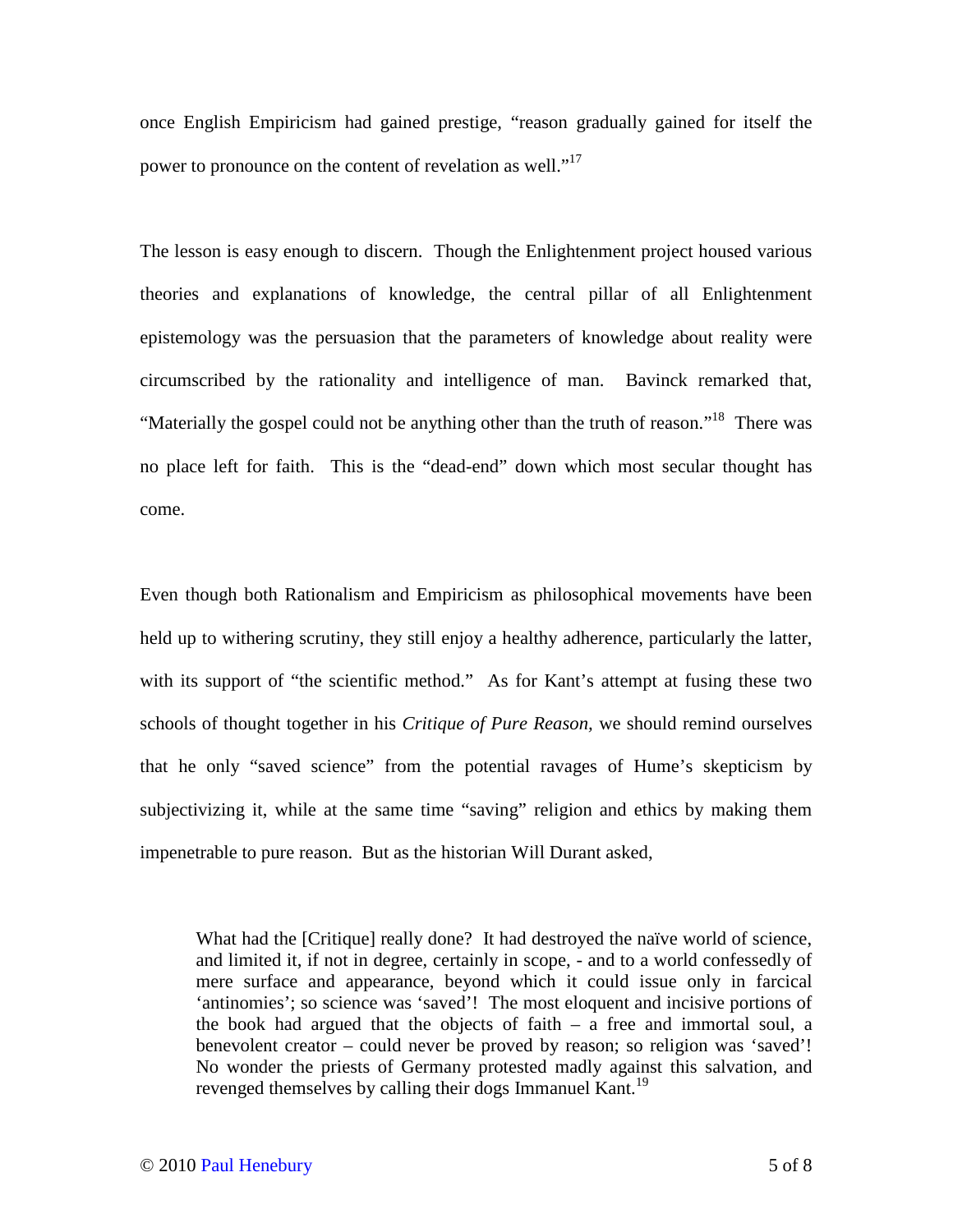once English Empiricism had gained prestige, "reason gradually gained for itself the power to pronounce on the content of revelation as well."[17]

The lesson is easy enough to discern. Though the Enlightenment project housed various theories and explanations of knowledge, the central pillar of all Enlightenment epistemology was the persuasion that the parameters of knowledge about reality were circumscribed by the rationality and intelligence of man. Bavinck remarked that, "Materially the gospel could not be anything other than the truth of reason."[18] There was no place left for faith. This is the "dead-end" down which most secular thought has come.

Even though both Rationalism and Empiricism as philosophical movements have been held up to withering scrutiny, they still enjoy a healthy adherence, particularly the latter, with its support of "the scientific method." As for Kant's attempt at fusing these two schools of thought together in his *Critique of Pure Reason,* we should remind ourselves that he only "saved science" from the potential ravages of Hume's skepticism by subjectivizing it, while at the same time "saving" religion and ethics by making them impenetrable to pure reason. But as the historian Will Durant asked,

> What had the [Critique] really done? It had destroyed the naïve world of science, and limited it, if not in degree, certainly in scope, - and to a world confessedly of mere surface and appearance, beyond which it could issue only in farcical 'antinomies'; so science was 'saved'! The most eloquent and incisive portions of the book had argued that the objects of faith – a free and immortal soul, a benevolent creator – could never be proved by reason; so religion was 'saved'! No wonder the priests of Germany protested madly against this salvation, and revenged themselves by calling their dogs Immanuel Kant.[19]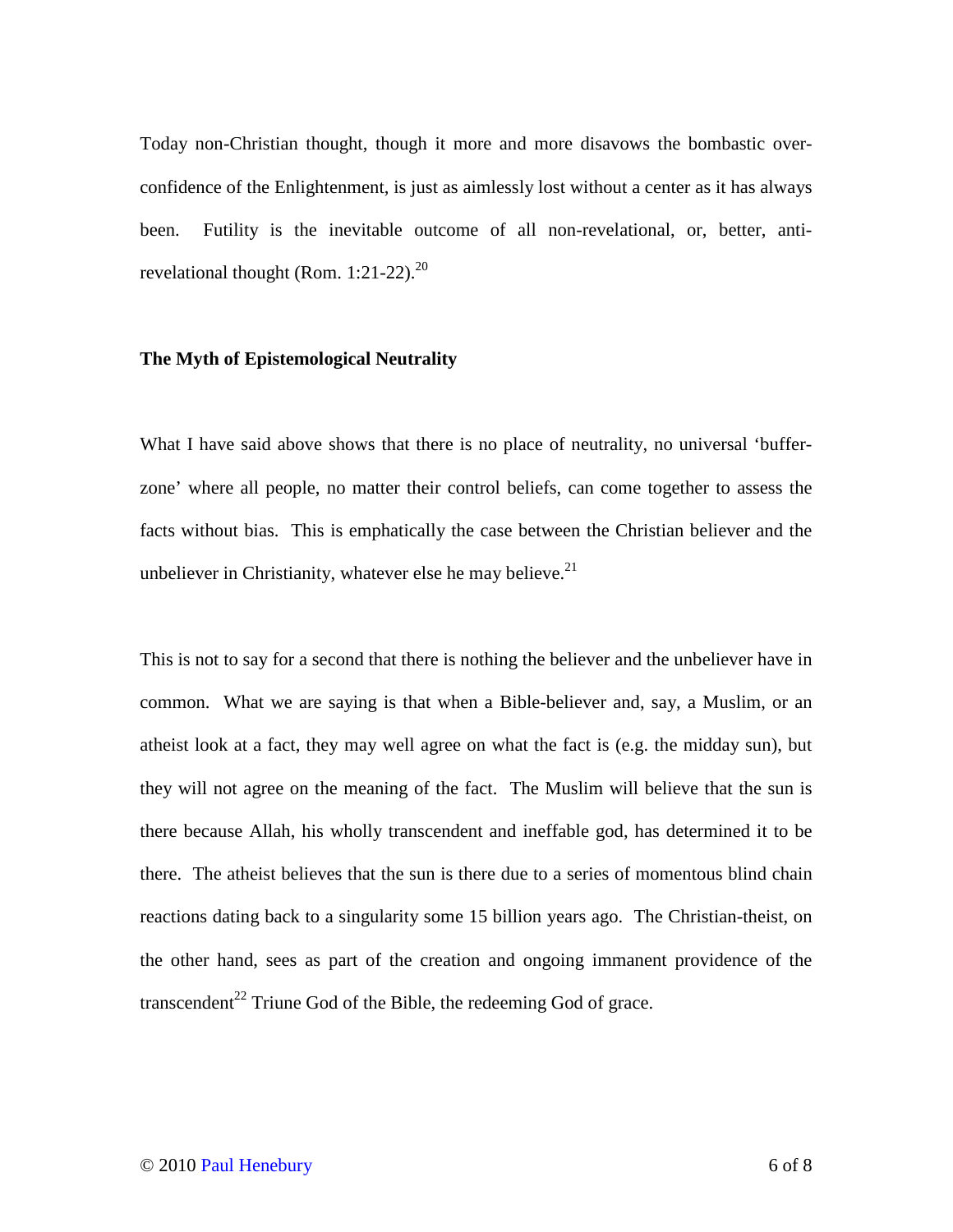Today non-Christian thought, though it more and more disavows the bombastic over-confidence of the Enlightenment, is just as aimlessly lost without a center as it has always been. Futility is the inevitable outcome of all non-revelational, or, better, anti-revelational thought (Rom. 1:21-22).[20]

**The Myth of Epistemological Neutrality**

What I have said above shows that there is no place of neutrality, no universal 'buffer-zone' where all people, no matter their control beliefs, can come together to assess the facts without bias. This is emphatically the case between the Christian believer and the unbeliever in Christianity, whatever else he may believe.[21]

This is not to say for a second that there is nothing the believer and the unbeliever have in common. What we are saying is that when a Bible-believer and, say, a Muslim, or an atheist look at a fact, they may well agree on what the fact is (e.g. the midday sun), but they will not agree on the meaning of the fact. The Muslim will believe that the sun is there because Allah, his wholly transcendent and ineffable god, has determined it to be there. The atheist believes that the sun is there due to a series of momentous blind chain reactions dating back to a singularity some 15 billion years ago. The Christian-theist, on the other hand, sees as part of the creation and ongoing immanent providence of the transcendent[22] Triune God of the Bible, the redeeming God of grace.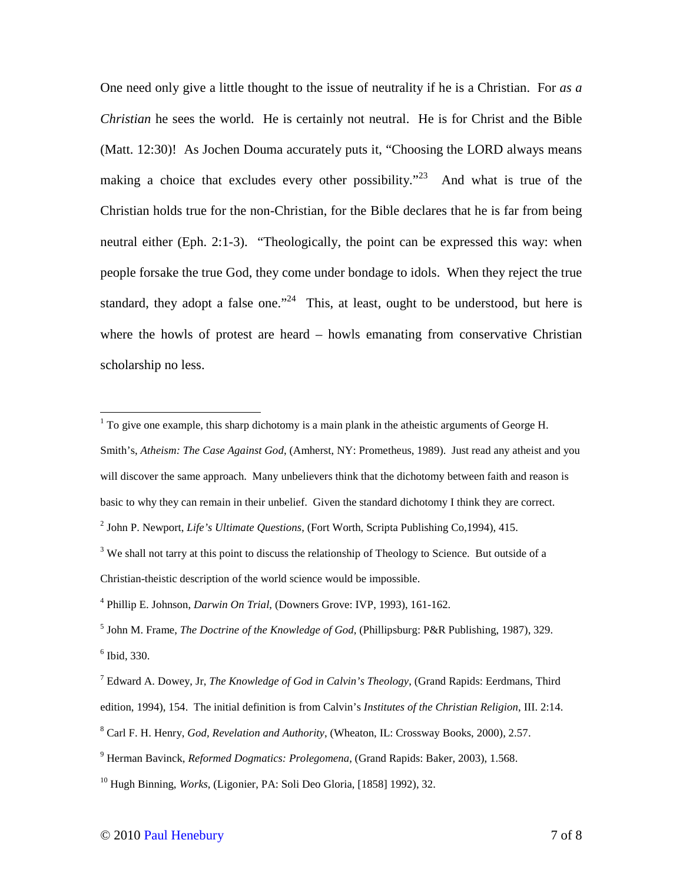One need only give a little thought to the issue of neutrality if he is a Christian. For *as a Christian* he sees the world. He is certainly not neutral. He is for Christ and the Bible (Matt. 12:30)! As Jochen Douma accurately puts it, "Choosing the LORD always means making a choice that excludes every other possibility."[23] And what is true of the Christian holds true for the non-Christian, for the Bible declares that he is far from being neutral either (Eph. 2:1-3). "Theologically, the point can be expressed this way: when people forsake the true God, they come under bondage to idols. When they reject the true standard, they adopt a false one."[24] This, at least, ought to be understood, but here is where the howls of protest are heard – howls emanating from conservative Christian scholarship no less.

---

[1] To give one example, this sharp dichotomy is a main plank in the atheistic arguments of George H. Smith's, *Atheism: The Case Against God*, (Amherst, NY: Prometheus, 1989). Just read any atheist and you will discover the same approach. Many unbelievers think that the dichotomy between faith and reason is basic to why they can remain in their unbelief. Given the standard dichotomy I think they are correct.

[2] John P. Newport, *Life's Ultimate Questions*, (Fort Worth, Scripta Publishing Co,1994), 415.

[3] We shall not tarry at this point to discuss the relationship of Theology to Science. But outside of a Christian-theistic description of the world science would be impossible.

[4] Phillip E. Johnson, *Darwin On Trial*, (Downers Grove: IVP, 1993), 161-162.

[5] John M. Frame, *The Doctrine of the Knowledge of God*, (Phillipsburg: P&R Publishing, 1987), 329.

[6] Ibid, 330.

[7] Edward A. Dowey, Jr, *The Knowledge of God in Calvin's Theology*, (Grand Rapids: Eerdmans, Third edition, 1994), 154. The initial definition is from Calvin's *Institutes of the Christian Religion*, III. 2:14.

[8] Carl F. H. Henry, *God, Revelation and Authority*, (Wheaton, IL: Crossway Books, 2000), 2.57.

[9] Herman Bavinck, *Reformed Dogmatics: Prolegomena*, (Grand Rapids: Baker, 2003), 1.568.

[10] Hugh Binning, *Works*, (Ligonier, PA: Soli Deo Gloria, [1858] 1992), 32.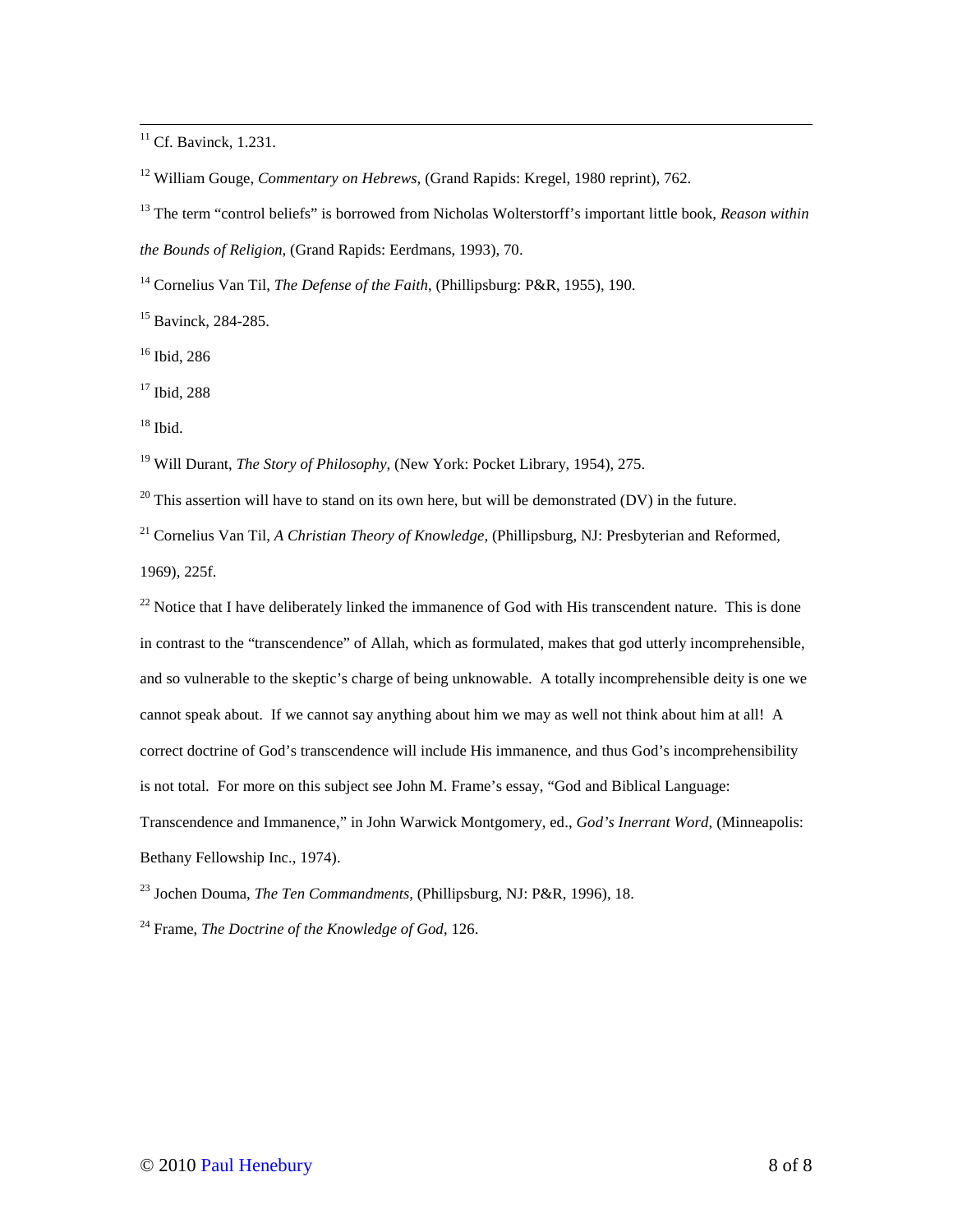[11] Cf. Bavinck, 1.231.

[12] William Gouge, *Commentary on Hebrews*, (Grand Rapids: Kregel, 1980 reprint), 762.

[13] The term "control beliefs" is borrowed from Nicholas Wolterstorff's important little book, *Reason within the Bounds of Religion*, (Grand Rapids: Eerdmans, 1993), 70.

[14] Cornelius Van Til, *The Defense of the Faith*, (Phillipsburg: P&R, 1955), 190.

[15] Bavinck, 284-285.

[16] Ibid, 286

[17] Ibid, 288

[18] Ibid.

[19] Will Durant, *The Story of Philosophy*, (New York: Pocket Library, 1954), 275.

[20] This assertion will have to stand on its own here, but will be demonstrated (DV) in the future.

[21] Cornelius Van Til, *A Christian Theory of Knowledge*, (Phillipsburg, NJ: Presbyterian and Reformed, 1969), 225f.

[22] Notice that I have deliberately linked the immanence of God with His transcendent nature. This is done in contrast to the "transcendence" of Allah, which as formulated, makes that god utterly incomprehensible, and so vulnerable to the skeptic's charge of being unknowable. A totally incomprehensible deity is one we cannot speak about. If we cannot say anything about him we may as well not think about him at all! A correct doctrine of God's transcendence will include His immanence, and thus God's incomprehensibility is not total. For more on this subject see John M. Frame's essay, "God and Biblical Language: Transcendence and Immanence," in John Warwick Montgomery, ed., *God's Inerrant Word*, (Minneapolis: Bethany Fellowship Inc., 1974).

[23] Jochen Douma, *The Ten Commandments*, (Phillipsburg, NJ: P&R, 1996), 18.

[24] Frame, *The Doctrine of the Knowledge of God*, 126.

© 2010 Paul Henebury